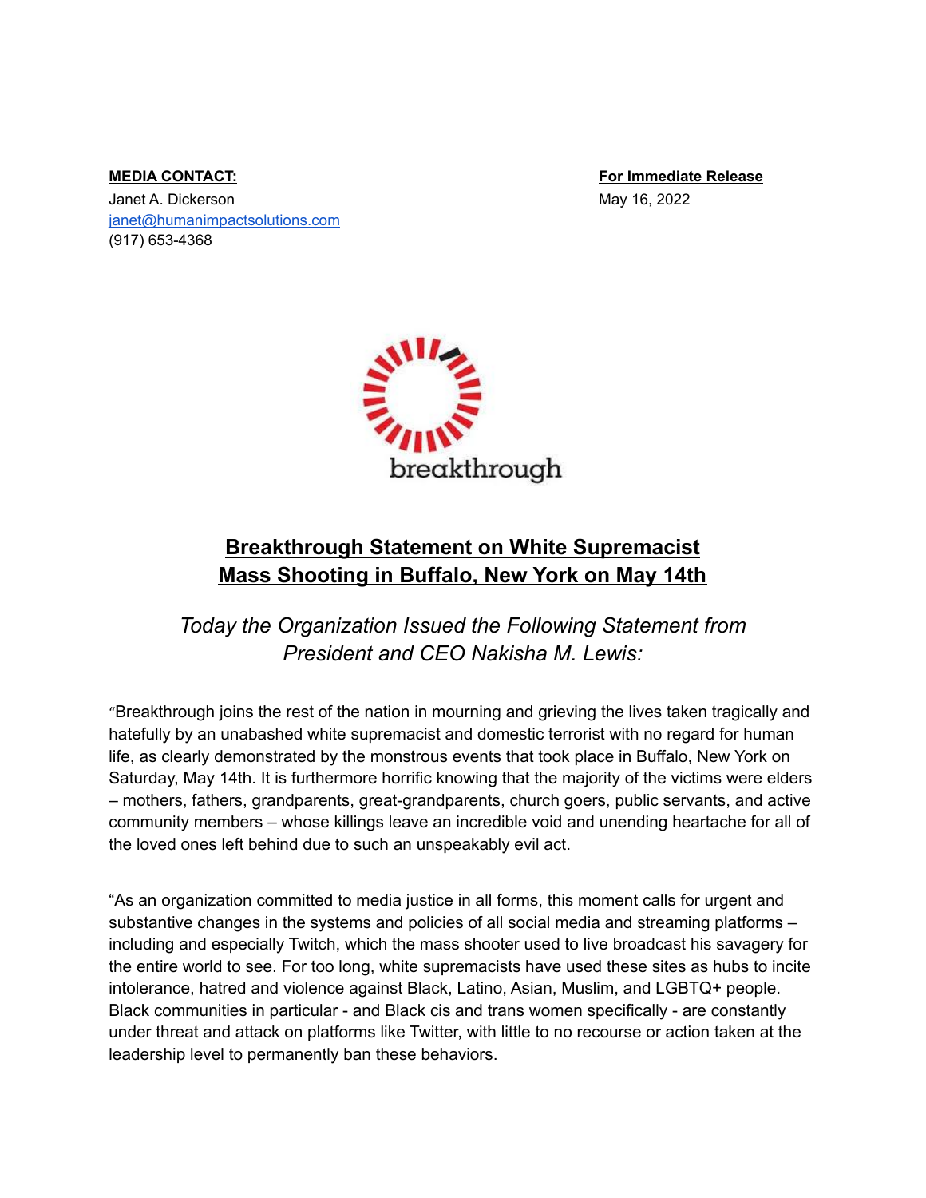**MEDIA CONTACT:**
Janet A. Dickerson
janet@humanimpactsolutions.com
(917) 653-4368

**For Immediate Release**
May 16, 2022

breakthrough

# Breakthrough Statement on White Supremacist Mass Shooting in Buffalo, New York on May 14th

*Today the Organization Issued the Following Statement from President and CEO Nakisha M. Lewis:*

"Breakthrough joins the rest of the nation in mourning and grieving the lives taken tragically and hatefully by an unabashed white supremacist and domestic terrorist with no regard for human life, as clearly demonstrated by the monstrous events that took place in Buffalo, New York on Saturday, May 14th. It is furthermore horrific knowing that the majority of the victims were elders – mothers, fathers, grandparents, great-grandparents, church goers, public servants, and active community members – whose killings leave an incredible void and unending heartache for all of the loved ones left behind due to such an unspeakably evil act.

"As an organization committed to media justice in all forms, this moment calls for urgent and substantive changes in the systems and policies of all social media and streaming platforms – including and especially Twitch, which the mass shooter used to live broadcast his savagery for the entire world to see. For too long, white supremacists have used these sites as hubs to incite intolerance, hatred and violence against Black, Latino, Asian, Muslim, and LGBTQ+ people. Black communities in particular - and Black cis and trans women specifically - are constantly under threat and attack on platforms like Twitter, with little to no recourse or action taken at the leadership level to permanently ban these behaviors.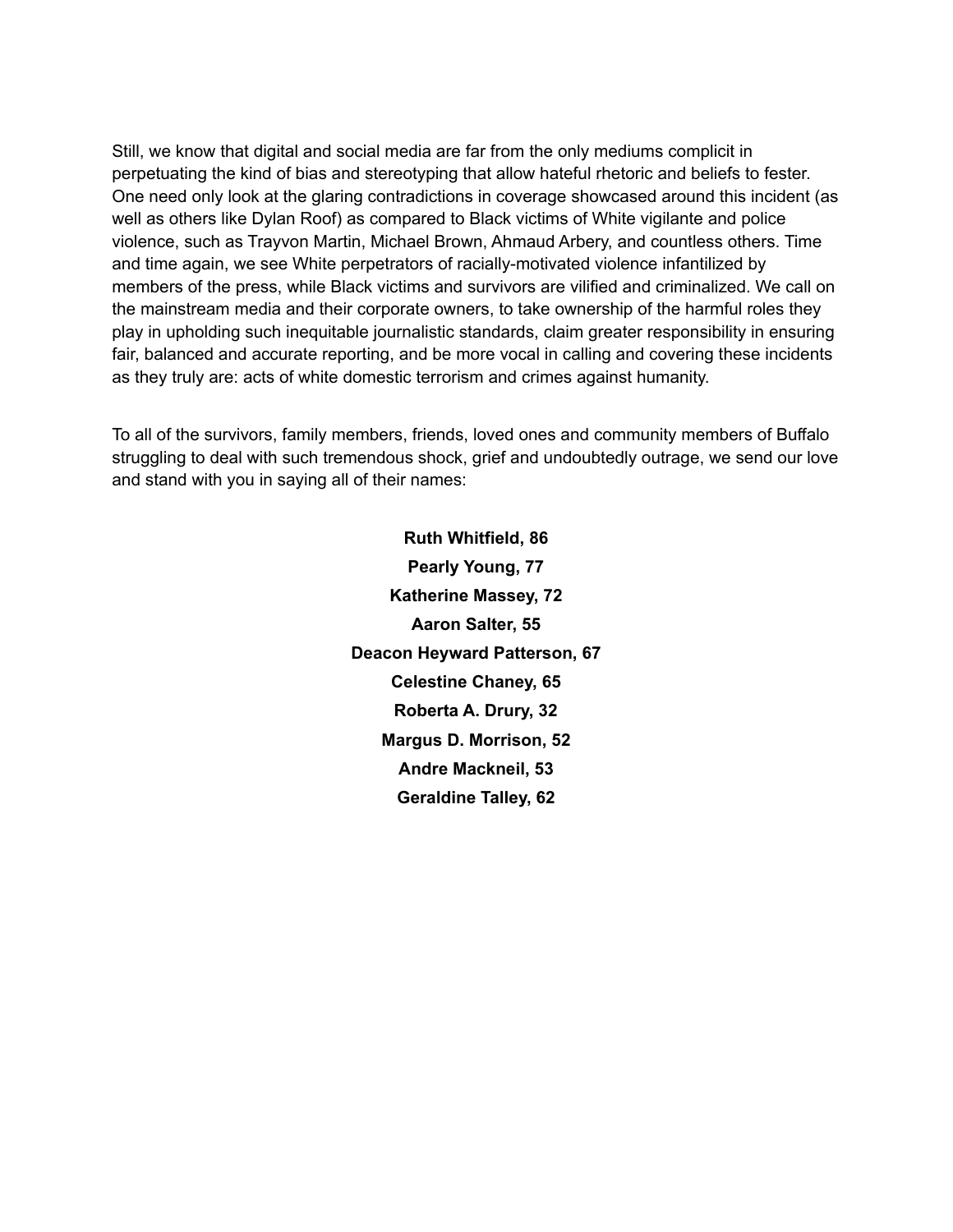Still, we know that digital and social media are far from the only mediums complicit in perpetuating the kind of bias and stereotyping that allow hateful rhetoric and beliefs to fester. One need only look at the glaring contradictions in coverage showcased around this incident (as well as others like Dylan Roof) as compared to Black victims of White vigilante and police violence, such as Trayvon Martin, Michael Brown, Ahmaud Arbery, and countless others. Time and time again, we see White perpetrators of racially-motivated violence infantilized by members of the press, while Black victims and survivors are vilified and criminalized. We call on the mainstream media and their corporate owners, to take ownership of the harmful roles they play in upholding such inequitable journalistic standards, claim greater responsibility in ensuring fair, balanced and accurate reporting, and be more vocal in calling and covering these incidents as they truly are: acts of white domestic terrorism and crimes against humanity.

To all of the survivors, family members, friends, loved ones and community members of Buffalo struggling to deal with such tremendous shock, grief and undoubtedly outrage, we send our love and stand with you in saying all of their names:

**Ruth Whitfield, 86**

**Pearly Young, 77**

**Katherine Massey, 72**

**Aaron Salter, 55**

**Deacon Heyward Patterson, 67**

**Celestine Chaney, 65**

**Roberta A. Drury, 32**

**Margus D. Morrison, 52**

**Andre Mackneil, 53**

**Geraldine Talley, 62**